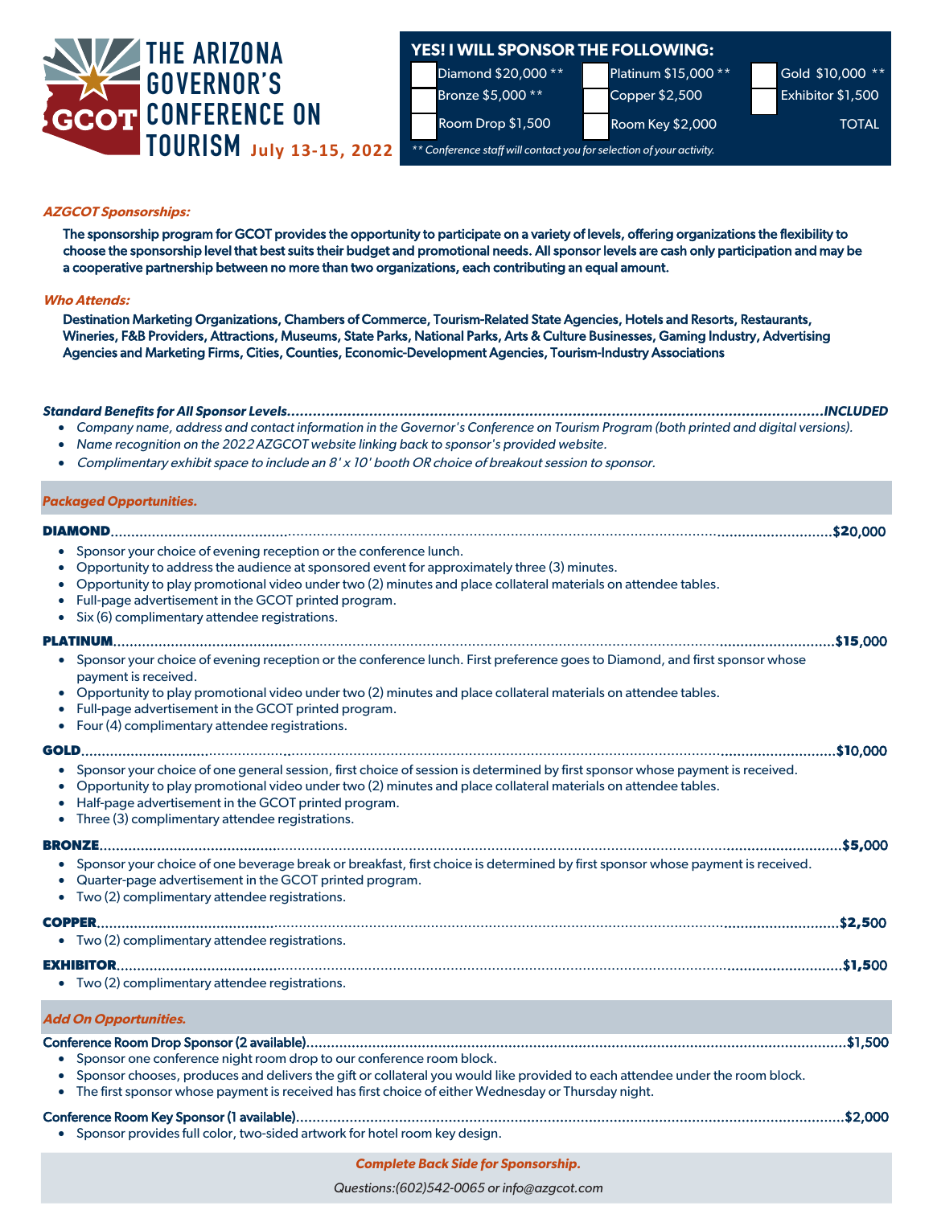# THE ARIZONA GOVERNOR'S CONFERENCE ON TOURISM July 13-15, 2022

GCOT

## YES! I WILL SPONSOR THE FOLLOWING:

| | | |
|---|---|---|
| Diamond $20,000 ** | Platinum $15,000 ** | Gold $10,000 ** |
| Bronze $5,000 ** | Copper $2,500 | Exhibitor $1,500 |
| Room Drop $1,500 | Room Key $2,000 | TOTAL |

*** Conference staff will contact you for selection of your activity.*

***AZGCOT Sponsorships:***

The sponsorship program for GCOT provides the opportunity to participate on a variety of levels, offering organizations the flexibility to choose the sponsorship level that best suits their budget and promotional needs. All sponsor levels are cash only participation and may be a cooperative partnership between no more than two organizations, each contributing an equal amount.

***Who Attends:***

Destination Marketing Organizations, Chambers of Commerce, Tourism-Related State Agencies, Hotels and Resorts, Restaurants, Wineries, F&B Providers, Attractions, Museums, State Parks, National Parks, Arts & Culture Businesses, Gaming Industry, Advertising Agencies and Marketing Firms, Cities, Counties, Economic-Development Agencies, Tourism-Industry Associations

***Standard Benefits for All Sponsor Levels............INCLUDED***

- *Company name, address and contact information in the Governor's Conference on Tourism Program (both printed and digital versions).*
- *Name recognition on the 2022 AZGCOT website linking back to sponsor's provided website.*
- *Complimentary exhibit space to include an 8' x 10' booth OR choice of breakout session to sponsor.*

***Packaged Opportunities.***

**DIAMOND............$20,000**

- Sponsor your choice of evening reception or the conference lunch.
- Opportunity to address the audience at sponsored event for approximately three (3) minutes.
- Opportunity to play promotional video under two (2) minutes and place collateral materials on attendee tables.
- Full-page advertisement in the GCOT printed program.
- Six (6) complimentary attendee registrations.

**PLATINUM............$15,000**

- Sponsor your choice of evening reception or the conference lunch. First preference goes to Diamond, and first sponsor whose payment is received.
- Opportunity to play promotional video under two (2) minutes and place collateral materials on attendee tables.
- Full-page advertisement in the GCOT printed program.
- Four (4) complimentary attendee registrations.

**GOLD............$10,000**

- Sponsor your choice of one general session, first choice of session is determined by first sponsor whose payment is received.
- Opportunity to play promotional video under two (2) minutes and place collateral materials on attendee tables.
- Half-page advertisement in the GCOT printed program.
- Three (3) complimentary attendee registrations.

**BRONZE............$5,000**

- Sponsor your choice of one beverage break or breakfast, first choice is determined by first sponsor whose payment is received.
- Quarter-page advertisement in the GCOT printed program.
- Two (2) complimentary attendee registrations.

**COPPER............$2,500**

- Two (2) complimentary attendee registrations.

**EXHIBITOR............$1,500**

- Two (2) complimentary attendee registrations.

***Add On Opportunities.***

Conference Room Drop Sponsor (2 available)............$1,500

- Sponsor one conference night room drop to our conference room block.
- Sponsor chooses, produces and delivers the gift or collateral you would like provided to each attendee under the room block.
- The first sponsor whose payment is received has first choice of either Wednesday or Thursday night.

Conference Room Key Sponsor (1 available)............$2,000

- Sponsor provides full color, two-sided artwork for hotel room key design.

***Complete Back Side for Sponsorship.***

*Questions:(602)542-0065 or info@azgcot.com*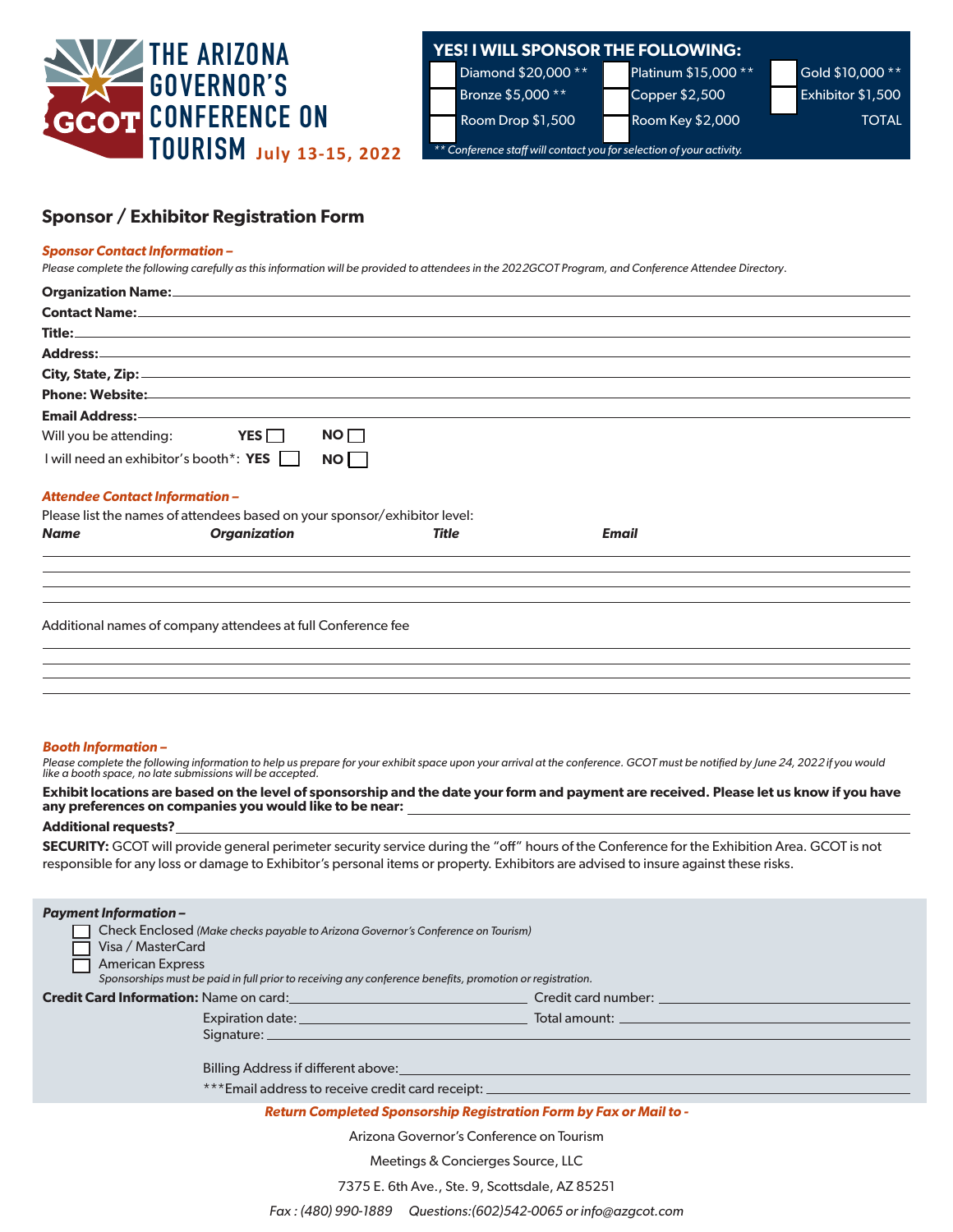# THE ARIZONA GOVERNOR'S CONFERENCE ON TOURISM July 13-15, 2022

GCOT

**YES! I WILL SPONSOR THE FOLLOWING:**

| | | |
|---|---|---|
| ☐ Diamond $20,000 ** | ☐ Platinum $15,000 ** | ☐ Gold $10,000 ** |
| ☐ Bronze $5,000 ** | ☐ Copper $2,500 | ☐ Exhibitor $1,500 |
| ☐ Room Drop $1,500 | ☐ Room Key $2,000 | TOTAL |

*** Conference staff will contact you for selection of your activity.*

## Sponsor / Exhibitor Registration Form

***Sponsor Contact Information –***

*Please complete the following carefully as this information will be provided to attendees in the 2022GCOT Program, and Conference Attendee Directory.*

**Organization Name:** ______________________________

**Contact Name:** ______________________________

**Title:** ______________________________

**Address:** ______________________________

**City, State, Zip:** ______________________________

**Phone: Website:** ______________________________

**Email Address:** ______________________________

Will you be attending: **YES** ☐ **NO** ☐

I will need an exhibitor's booth*: **YES** ☐ **NO** ☐

***Attendee Contact Information –***

Please list the names of attendees based on your sponsor/exhibitor level:

| ***Name*** | ***Organization*** | ***Title*** | ***Email*** |
|---|---|---|---|
| | | | |
| | | | |
| | | | |
| | | | |

Additional names of company attendees at full Conference fee

______________________________

______________________________

______________________________

______________________________

***Booth Information –***

*Please complete the following information to help us prepare for your exhibit space upon your arrival at the conference. GCOT must be notified by June 24, 2022 if you would like a booth space, no late submissions will be accepted.*

**Exhibit locations are based on the level of sponsorship and the date your form and payment are received. Please let us know if you have any preferences on companies you would like to be near:** ______________________________

**Additional requests?** ______________________________

**SECURITY:** GCOT will provide general perimeter security service during the "off" hours of the Conference for the Exhibition Area. GCOT is not responsible for any loss or damage to Exhibitor's personal items or property. Exhibitors are advised to insure against these risks.

***Payment Information –***

☐ Check Enclosed *(Make checks payable to Arizona Governor's Conference on Tourism)*

☐ Visa / MasterCard

☐ American Express

*Sponsorships must be paid in full prior to receiving any conference benefits, promotion or registration.*

**Credit Card Information:** Name on card: ______________ Credit card number: ______________

Expiration date: ______________ Total amount: ______________

Signature: ______________________________

Billing Address if different above: ______________________________

***Email address to receive credit card receipt: ______________________________

***Return Completed Sponsorship Registration Form by Fax or Mail to -***

Arizona Governor's Conference on Tourism

Meetings & Concierges Source, LLC

7375 E. 6th Ave., Ste. 9, Scottsdale, AZ 85251

*Fax : (480) 990-1889 Questions:(602)542-0065 or info@azgcot.com*